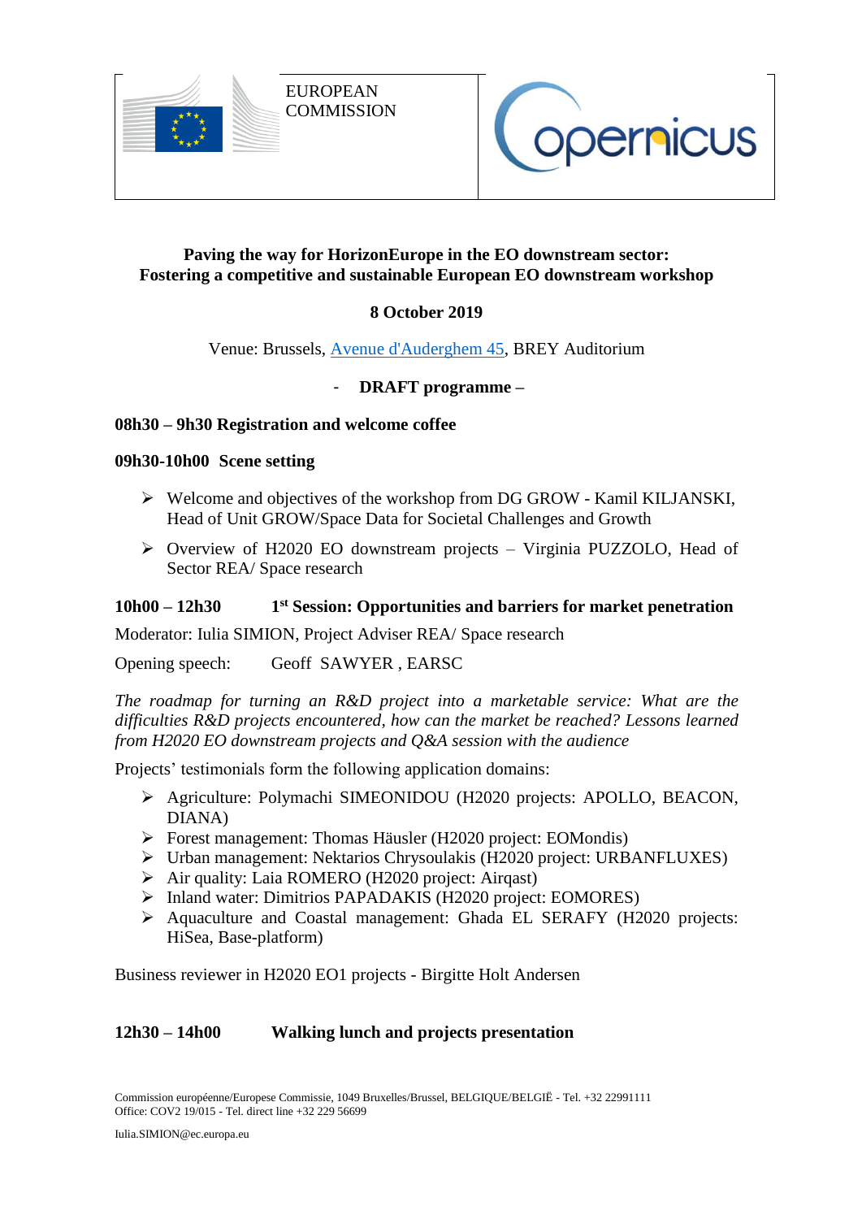EUROPEAN COMMISSION

**Paving the way for HorizonEurope in the EO downstream sector: Fostering a competitive and sustainable European EO downstream workshop**

**8 October 2019**

Venue: Brussels, [Avenue d'Auderghem 45](), BREY Auditorium

**- DRAFT programme –**

**08h30 – 9h30 Registration and welcome coffee**

**09h30-10h00 Scene setting**

- Welcome and objectives of the workshop from DG GROW - Kamil KILJANSKI, Head of Unit GROW/Space Data for Societal Challenges and Growth
- Overview of H2020 EO downstream projects – Virginia PUZZOLO, Head of Sector REA/ Space research

**10h00 – 12h30 1st Session: Opportunities and barriers for market penetration**

Moderator: Iulia SIMION, Project Adviser REA/ Space research

Opening speech: Geoff SAWYER , EARSC

*The roadmap for turning an R&D project into a marketable service: What are the difficulties R&D projects encountered, how can the market be reached? Lessons learned from H2020 EO downstream projects and Q&A session with the audience*

Projects' testimonials form the following application domains:

- Agriculture: Polymachi SIMEONIDOU (H2020 projects: APOLLO, BEACON, DIANA)
- Forest management: Thomas Häusler (H2020 project: EOMondis)
- Urban management: Nektarios Chrysoulakis (H2020 project: URBANFLUXES)
- Air quality: Laia ROMERO (H2020 project: Airqast)
- Inland water: Dimitrios PAPADAKIS (H2020 project: EOMORES)
- Aquaculture and Coastal management: Ghada EL SERAFY (H2020 projects: HiSea, Base-platform)

Business reviewer in H2020 EO1 projects - Birgitte Holt Andersen

**12h30 – 14h00 Walking lunch and projects presentation**

Commission européenne/Europese Commissie, 1049 Bruxelles/Brussel, BELGIQUE/BELGIË - Tel. +32 22991111
Office: COV2 19/015 - Tel. direct line +32 229 56699

Iulia.SIMION@ec.europa.eu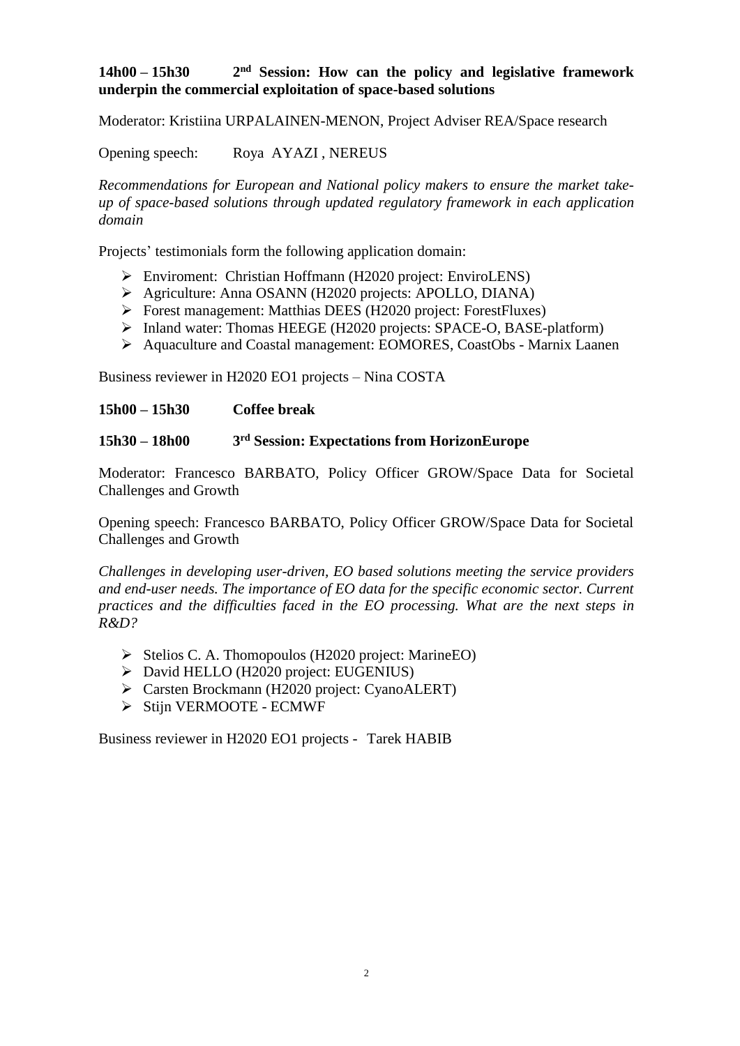**14h00 – 15h30 2nd Session: How can the policy and legislative framework underpin the commercial exploitation of space-based solutions**

Moderator: Kristiina URPALAINEN-MENON, Project Adviser REA/Space research

Opening speech: Roya AYAZI , NEREUS

*Recommendations for European and National policy makers to ensure the market take-up of space-based solutions through updated regulatory framework in each application domain*

Projects' testimonials form the following application domain:

- Enviroment: Christian Hoffmann (H2020 project: EnviroLENS)
- Agriculture: Anna OSANN (H2020 projects: APOLLO, DIANA)
- Forest management: Matthias DEES (H2020 project: ForestFluxes)
- Inland water: Thomas HEEGE (H2020 projects: SPACE-O, BASE-platform)
- Aquaculture and Coastal management: EOMORES, CoastObs - Marnix Laanen

Business reviewer in H2020 EO1 projects – Nina COSTA

**15h00 – 15h30 Coffee break**

**15h30 – 18h00 3rd Session: Expectations from HorizonEurope**

Moderator: Francesco BARBATO, Policy Officer GROW/Space Data for Societal Challenges and Growth

Opening speech: Francesco BARBATO, Policy Officer GROW/Space Data for Societal Challenges and Growth

*Challenges in developing user-driven, EO based solutions meeting the service providers and end-user needs. The importance of EO data for the specific economic sector. Current practices and the difficulties faced in the EO processing. What are the next steps in R&D?*

- Stelios C. A. Thomopoulos (H2020 project: MarineEO)
- David HELLO (H2020 project: EUGENIUS)
- Carsten Brockmann (H2020 project: CyanoALERT)
- Stijn VERMOOTE - ECMWF

Business reviewer in H2020 EO1 projects - Tarek HABIB